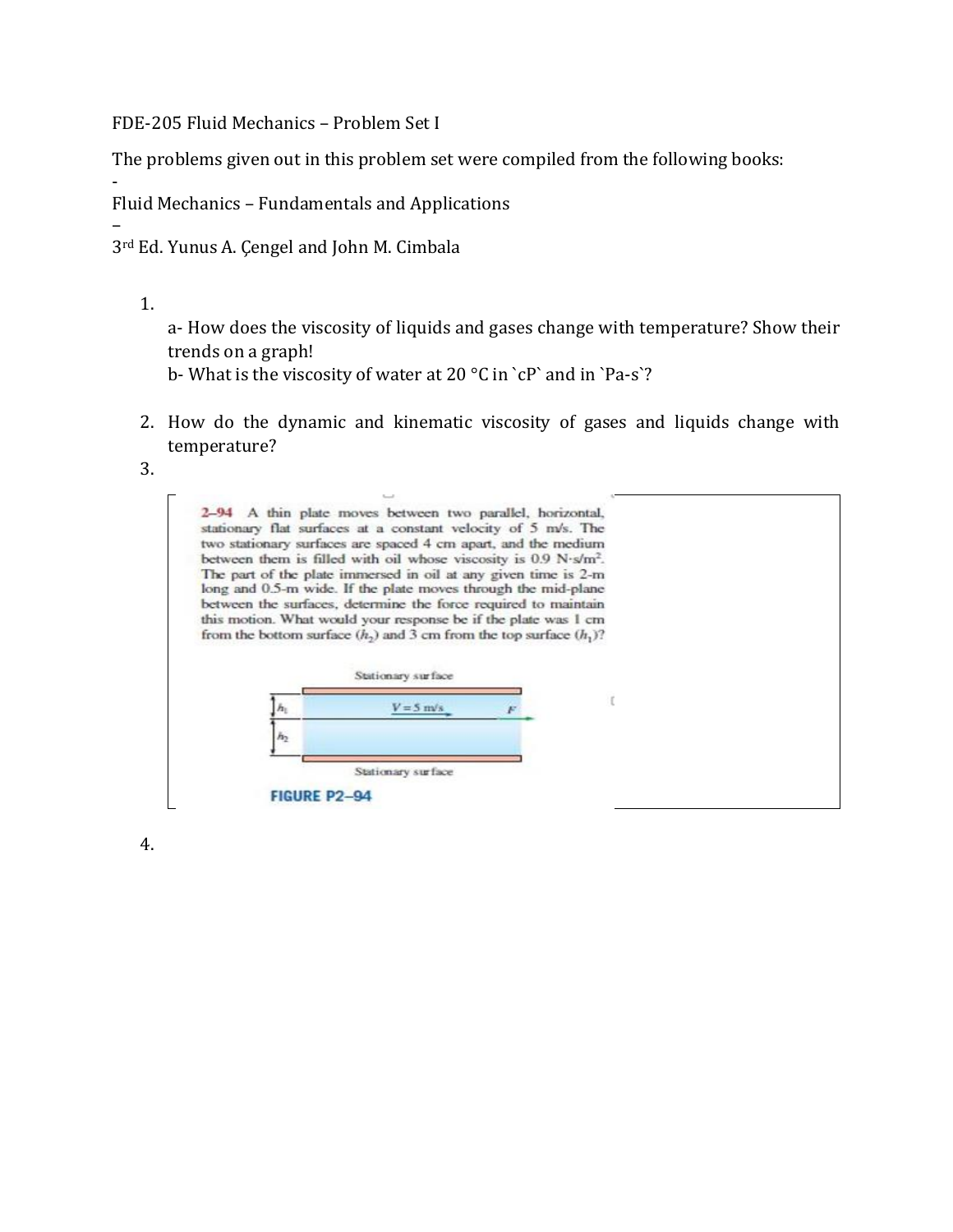FDE-205 Fluid Mechanics – Problem Set I

The problems given out in this problem set were compiled from the following books:

-

Fluid Mechanics – Fundamentals and Applications

–

3rd Ed. Yunus A. Çengel and John M. Cimbala

1. 
   a- How does the viscosity of liquids and gases change with temperature? Show their trends on a graph!
   
   b- What is the viscosity of water at 20 °C in `cP` and in `Pa-s`?

2. How do the dynamic and kinematic viscosity of gases and liquids change with temperature?

3. 

**2–94** A thin plate moves between two parallel, horizontal, stationary flat surfaces at a constant velocity of 5 m/s. The two stationary surfaces are spaced 4 cm apart, and the medium between them is filled with oil whose viscosity is 0.9 N·s/m². The part of the plate immersed in oil at any given time is 2-m long and 0.5-m wide. If the plate moves through the mid-plane between the surfaces, determine the force required to maintain this motion. What would your response be if the plate was 1 cm from the bottom surface ($h_2$) and 3 cm from the top surface ($h_1$)?

Stationary surface

$h_1$ $V = 5$ m/s $F$

$h_2$

Stationary surface

**FIGURE P2–94**

4.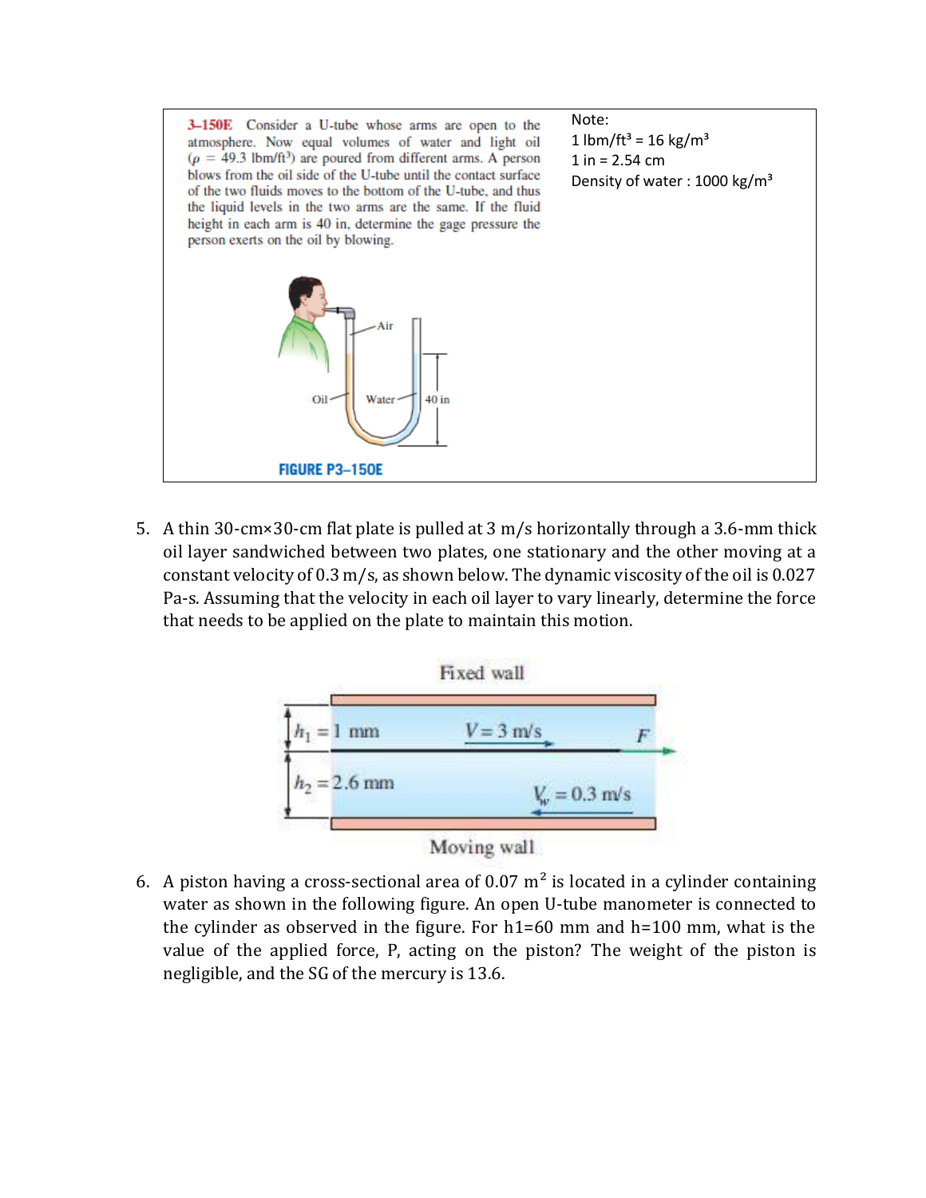**3–150E** Consider a U-tube whose arms are open to the atmosphere. Now equal volumes of water and light oil ($\rho$ = 49.3 lbm/ft$^3$) are poured from different arms. A person blows from the oil side of the U-tube until the contact surface of the two fluids moves to the bottom of the U-tube, and thus the liquid levels in the two arms are the same. If the fluid height in each arm is 40 in, determine the gage pressure the person exerts on the oil by blowing.

Note:
1 lbm/ft$^3$ = 16 kg/m$^3$
1 in = 2.54 cm
Density of water : 1000 kg/m$^3$

Air

Oil    Water    40 in

**FIGURE P3–150E**

5. A thin 30-cm×30-cm flat plate is pulled at 3 m/s horizontally through a 3.6-mm thick oil layer sandwiched between two plates, one stationary and the other moving at a constant velocity of 0.3 m/s, as shown below. The dynamic viscosity of the oil is 0.027 Pa-s. Assuming that the velocity in each oil layer to vary linearly, determine the force that needs to be applied on the plate to maintain this motion.

Fixed wall

$h_1 = 1$ mm    $V = 3$ m/s    $F$

$h_2 = 2.6$ mm    $V_w = 0.3$ m/s

Moving wall

6. A piston having a cross-sectional area of 0.07 m$^2$ is located in a cylinder containing water as shown in the following figure. An open U-tube manometer is connected to the cylinder as observed in the figure. For h1=60 mm and h=100 mm, what is the value of the applied force, P, acting on the piston? The weight of the piston is negligible, and the SG of the mercury is 13.6.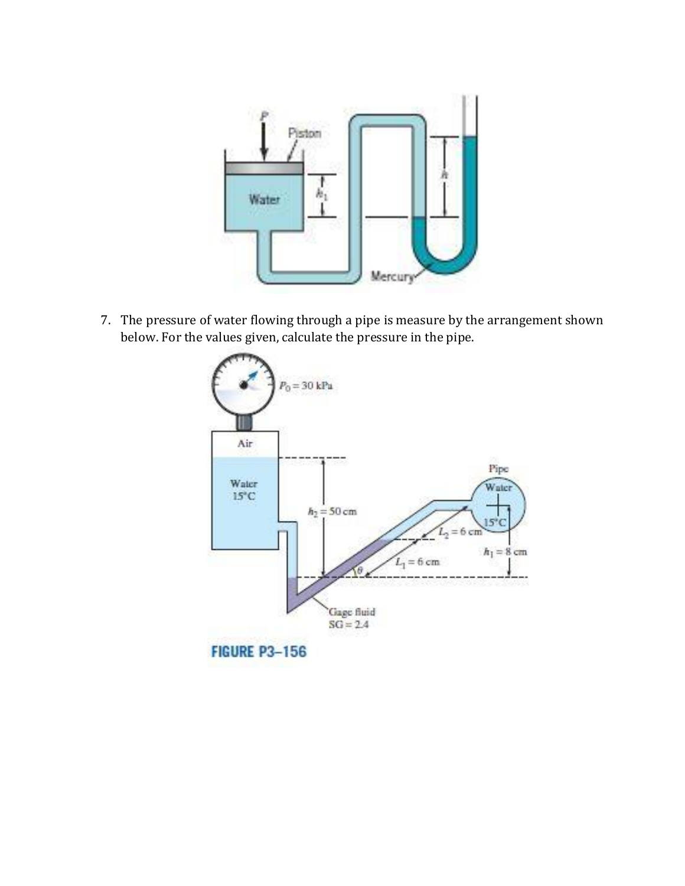7. The pressure of water flowing through a pipe is measure by the arrangement shown below. For the values given, calculate the pressure in the pipe.

FIGURE P3–156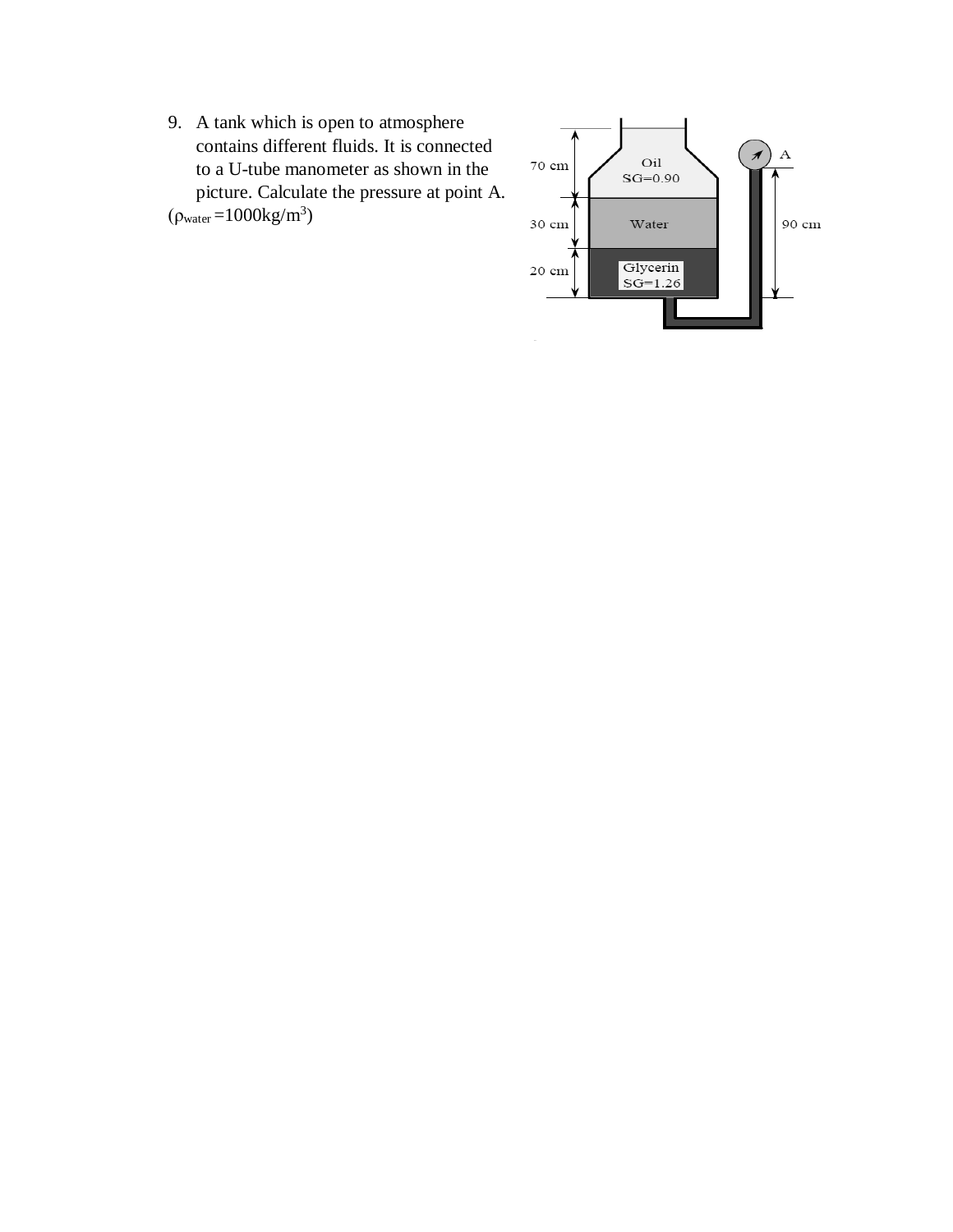9. A tank which is open to atmosphere contains different fluids. It is connected to a U-tube manometer as shown in the picture. Calculate the pressure at point A.

($\rho_{water}$ =1000kg/m$^3$)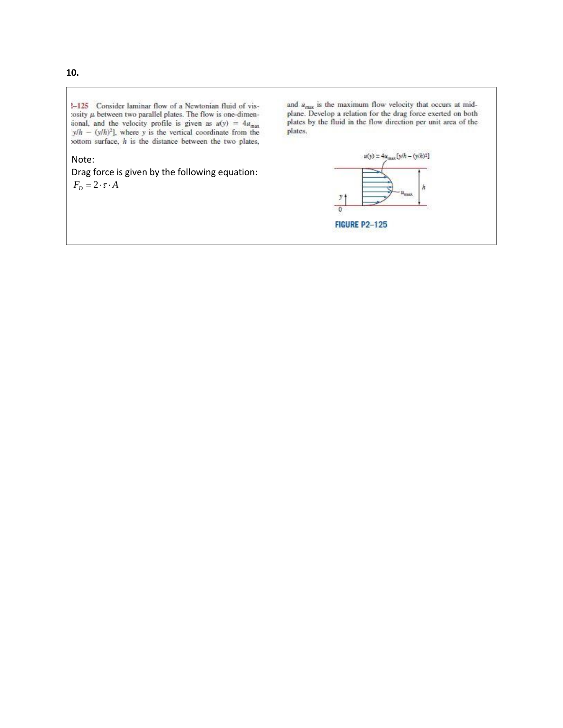**10.**

2–125 Consider laminar flow of a Newtonian fluid of viscosity $\mu$ between two parallel plates. The flow is one-dimensional, and the velocity profile is given as $u(y) = 4u_{max}[y/h - (y/h)^2]$, where $y$ is the vertical coordinate from the bottom surface, $h$ is the distance between the two plates, and $u_{max}$ is the maximum flow velocity that occurs at midplane. Develop a relation for the drag force exerted on both plates by the fluid in the flow direction per unit area of the plates.

Note:
Drag force is given by the following equation:
$F_D = 2 \cdot \tau \cdot A$

$u(y) = 4u_{max}[y/h - (y/h)^2]$

$h$

$u_{max}$

$y$

0

FIGURE P2–125